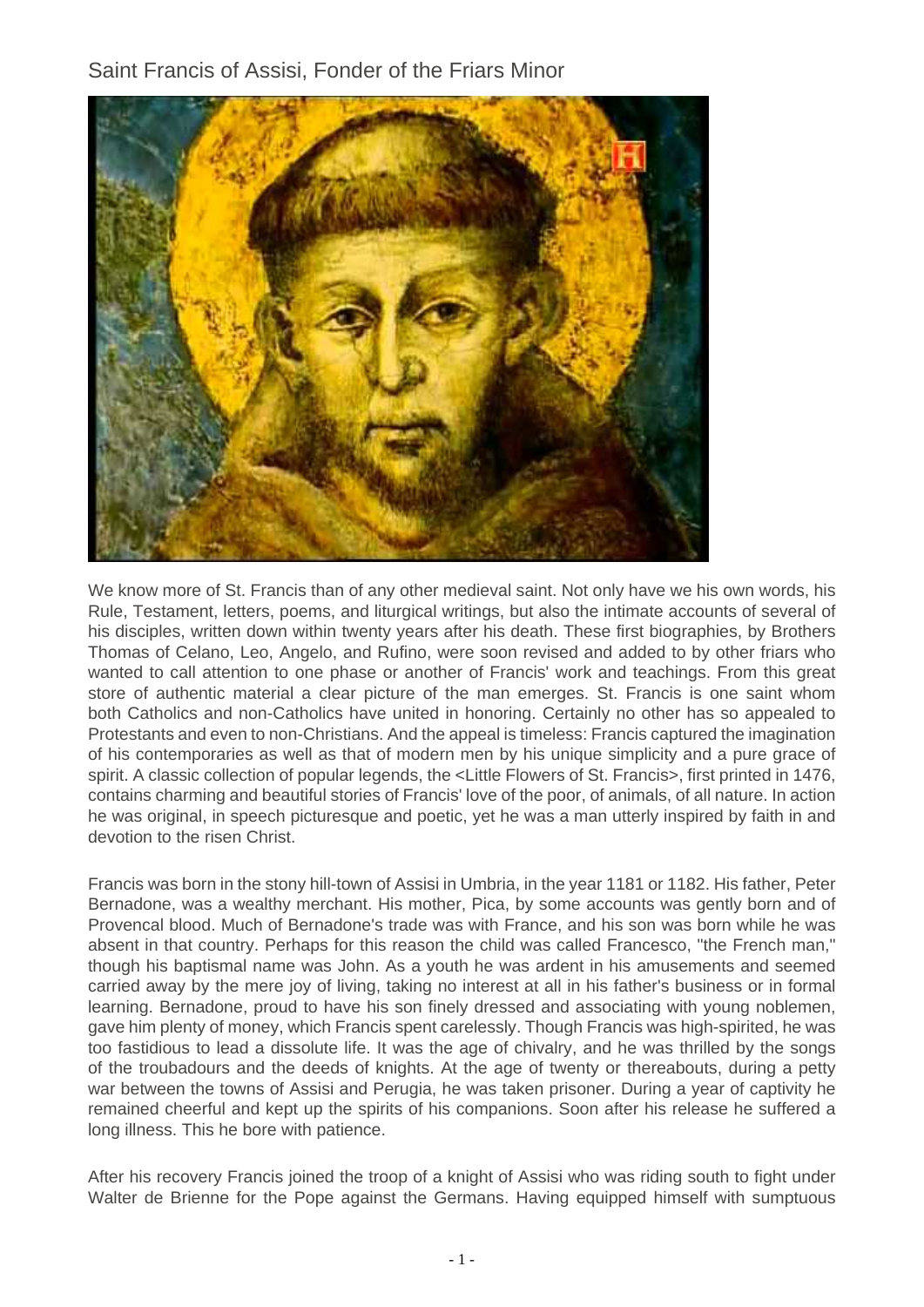# Saint Francis of Assisi, Fonder of the Friars Minor

We know more of St. Francis than of any other medieval saint. Not only have we his own words, his Rule, Testament, letters, poems, and liturgical writings, but also the intimate accounts of several of his disciples, written down within twenty years after his death. These first biographies, by Brothers Thomas of Celano, Leo, Angelo, and Rufino, were soon revised and added to by other friars who wanted to call attention to one phase or another of Francis' work and teachings. From this great store of authentic material a clear picture of the man emerges. St. Francis is one saint whom both Catholics and non-Catholics have united in honoring. Certainly no other has so appealed to Protestants and even to non-Christians. And the appeal is timeless: Francis captured the imagination of his contemporaries as well as that of modern men by his unique simplicity and a pure grace of spirit. A classic collection of popular legends, the <Little Flowers of St. Francis>, first printed in 1476, contains charming and beautiful stories of Francis' love of the poor, of animals, of all nature. In action he was original, in speech picturesque and poetic, yet he was a man utterly inspired by faith in and devotion to the risen Christ.

Francis was born in the stony hill-town of Assisi in Umbria, in the year 1181 or 1182. His father, Peter Bernadone, was a wealthy merchant. His mother, Pica, by some accounts was gently born and of Provencal blood. Much of Bernadone's trade was with France, and his son was born while he was absent in that country. Perhaps for this reason the child was called Francesco, "the French man," though his baptismal name was John. As a youth he was ardent in his amusements and seemed carried away by the mere joy of living, taking no interest at all in his father's business or in formal learning. Bernadone, proud to have his son finely dressed and associating with young noblemen, gave him plenty of money, which Francis spent carelessly. Though Francis was high-spirited, he was too fastidious to lead a dissolute life. It was the age of chivalry, and he was thrilled by the songs of the troubadours and the deeds of knights. At the age of twenty or thereabouts, during a petty war between the towns of Assisi and Perugia, he was taken prisoner. During a year of captivity he remained cheerful and kept up the spirits of his companions. Soon after his release he suffered a long illness. This he bore with patience.

After his recovery Francis joined the troop of a knight of Assisi who was riding south to fight under Walter de Brienne for the Pope against the Germans. Having equipped himself with sumptuous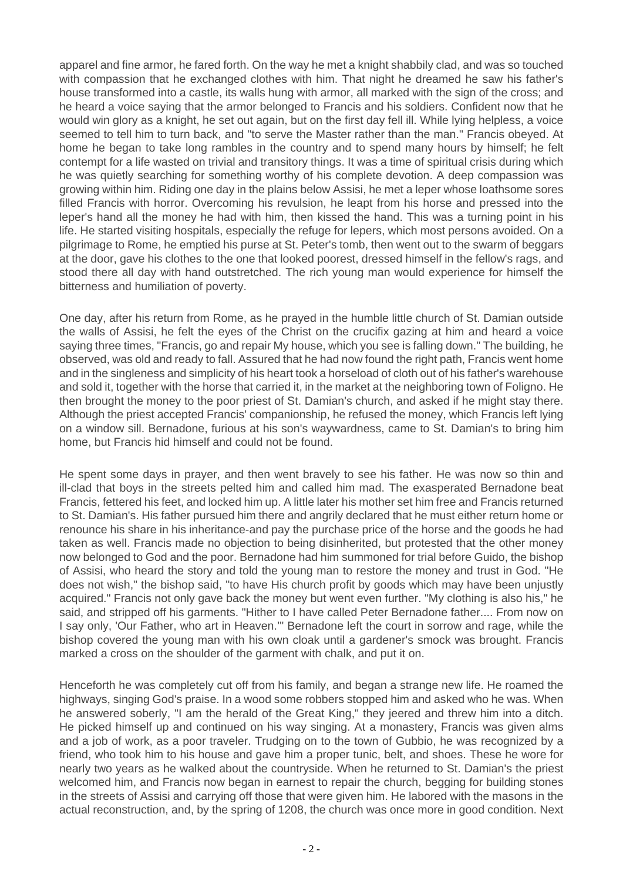apparel and fine armor, he fared forth. On the way he met a knight shabbily clad, and was so touched with compassion that he exchanged clothes with him. That night he dreamed he saw his father's house transformed into a castle, its walls hung with armor, all marked with the sign of the cross; and he heard a voice saying that the armor belonged to Francis and his soldiers. Confident now that he would win glory as a knight, he set out again, but on the first day fell ill. While lying helpless, a voice seemed to tell him to turn back, and "to serve the Master rather than the man." Francis obeyed. At home he began to take long rambles in the country and to spend many hours by himself; he felt contempt for a life wasted on trivial and transitory things. It was a time of spiritual crisis during which he was quietly searching for something worthy of his complete devotion. A deep compassion was growing within him. Riding one day in the plains below Assisi, he met a leper whose loathsome sores filled Francis with horror. Overcoming his revulsion, he leapt from his horse and pressed into the leper's hand all the money he had with him, then kissed the hand. This was a turning point in his life. He started visiting hospitals, especially the refuge for lepers, which most persons avoided. On a pilgrimage to Rome, he emptied his purse at St. Peter's tomb, then went out to the swarm of beggars at the door, gave his clothes to the one that looked poorest, dressed himself in the fellow's rags, and stood there all day with hand outstretched. The rich young man would experience for himself the bitterness and humiliation of poverty.

One day, after his return from Rome, as he prayed in the humble little church of St. Damian outside the walls of Assisi, he felt the eyes of the Christ on the crucifix gazing at him and heard a voice saying three times, "Francis, go and repair My house, which you see is falling down." The building, he observed, was old and ready to fall. Assured that he had now found the right path, Francis went home and in the singleness and simplicity of his heart took a horseload of cloth out of his father's warehouse and sold it, together with the horse that carried it, in the market at the neighboring town of Foligno. He then brought the money to the poor priest of St. Damian's church, and asked if he might stay there. Although the priest accepted Francis' companionship, he refused the money, which Francis left lying on a window sill. Bernadone, furious at his son's waywardness, came to St. Damian's to bring him home, but Francis hid himself and could not be found.

He spent some days in prayer, and then went bravely to see his father. He was now so thin and ill-clad that boys in the streets pelted him and called him mad. The exasperated Bernadone beat Francis, fettered his feet, and locked him up. A little later his mother set him free and Francis returned to St. Damian's. His father pursued him there and angrily declared that he must either return home or renounce his share in his inheritance-and pay the purchase price of the horse and the goods he had taken as well. Francis made no objection to being disinherited, but protested that the other money now belonged to God and the poor. Bernadone had him summoned for trial before Guido, the bishop of Assisi, who heard the story and told the young man to restore the money and trust in God. "He does not wish," the bishop said, "to have His church profit by goods which may have been unjustly acquired." Francis not only gave back the money but went even further. "My clothing is also his," he said, and stripped off his garments. "Hither to I have called Peter Bernadone father.... From now on I say only, 'Our Father, who art in Heaven.'" Bernadone left the court in sorrow and rage, while the bishop covered the young man with his own cloak until a gardener's smock was brought. Francis marked a cross on the shoulder of the garment with chalk, and put it on.

Henceforth he was completely cut off from his family, and began a strange new life. He roamed the highways, singing God's praise. In a wood some robbers stopped him and asked who he was. When he answered soberly, "I am the herald of the Great King," they jeered and threw him into a ditch. He picked himself up and continued on his way singing. At a monastery, Francis was given alms and a job of work, as a poor traveler. Trudging on to the town of Gubbio, he was recognized by a friend, who took him to his house and gave him a proper tunic, belt, and shoes. These he wore for nearly two years as he walked about the countryside. When he returned to St. Damian's the priest welcomed him, and Francis now began in earnest to repair the church, begging for building stones in the streets of Assisi and carrying off those that were given him. He labored with the masons in the actual reconstruction, and, by the spring of 1208, the church was once more in good condition. Next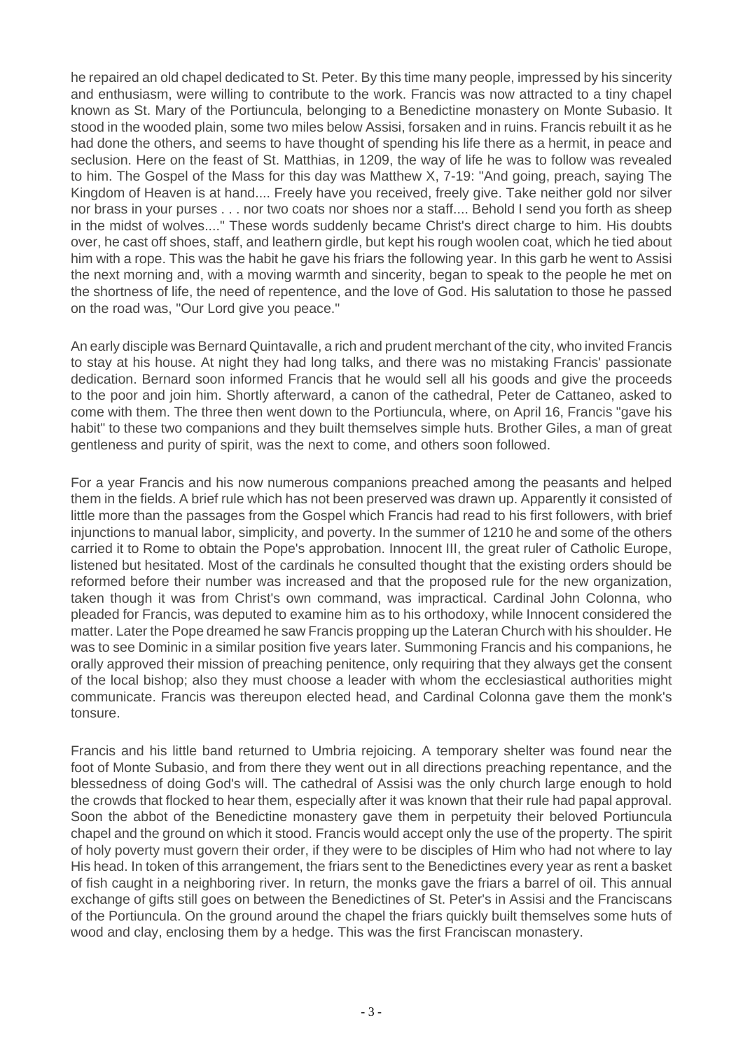he repaired an old chapel dedicated to St. Peter. By this time many people, impressed by his sincerity and enthusiasm, were willing to contribute to the work. Francis was now attracted to a tiny chapel known as St. Mary of the Portiuncula, belonging to a Benedictine monastery on Monte Subasio. It stood in the wooded plain, some two miles below Assisi, forsaken and in ruins. Francis rebuilt it as he had done the others, and seems to have thought of spending his life there as a hermit, in peace and seclusion. Here on the feast of St. Matthias, in 1209, the way of life he was to follow was revealed to him. The Gospel of the Mass for this day was Matthew X, 7-19: "And going, preach, saying The Kingdom of Heaven is at hand.... Freely have you received, freely give. Take neither gold nor silver nor brass in your purses . . . nor two coats nor shoes nor a staff.... Behold I send you forth as sheep in the midst of wolves...." These words suddenly became Christ's direct charge to him. His doubts over, he cast off shoes, staff, and leathern girdle, but kept his rough woolen coat, which he tied about him with a rope. This was the habit he gave his friars the following year. In this garb he went to Assisi the next morning and, with a moving warmth and sincerity, began to speak to the people he met on the shortness of life, the need of repentence, and the love of God. His salutation to those he passed on the road was, "Our Lord give you peace."

An early disciple was Bernard Quintavalle, a rich and prudent merchant of the city, who invited Francis to stay at his house. At night they had long talks, and there was no mistaking Francis' passionate dedication. Bernard soon informed Francis that he would sell all his goods and give the proceeds to the poor and join him. Shortly afterward, a canon of the cathedral, Peter de Cattaneo, asked to come with them. The three then went down to the Portiuncula, where, on April 16, Francis "gave his habit" to these two companions and they built themselves simple huts. Brother Giles, a man of great gentleness and purity of spirit, was the next to come, and others soon followed.

For a year Francis and his now numerous companions preached among the peasants and helped them in the fields. A brief rule which has not been preserved was drawn up. Apparently it consisted of little more than the passages from the Gospel which Francis had read to his first followers, with brief injunctions to manual labor, simplicity, and poverty. In the summer of 1210 he and some of the others carried it to Rome to obtain the Pope's approbation. Innocent III, the great ruler of Catholic Europe, listened but hesitated. Most of the cardinals he consulted thought that the existing orders should be reformed before their number was increased and that the proposed rule for the new organization, taken though it was from Christ's own command, was impractical. Cardinal John Colonna, who pleaded for Francis, was deputed to examine him as to his orthodoxy, while Innocent considered the matter. Later the Pope dreamed he saw Francis propping up the Lateran Church with his shoulder. He was to see Dominic in a similar position five years later. Summoning Francis and his companions, he orally approved their mission of preaching penitence, only requiring that they always get the consent of the local bishop; also they must choose a leader with whom the ecclesiastical authorities might communicate. Francis was thereupon elected head, and Cardinal Colonna gave them the monk's tonsure.

Francis and his little band returned to Umbria rejoicing. A temporary shelter was found near the foot of Monte Subasio, and from there they went out in all directions preaching repentance, and the blessedness of doing God's will. The cathedral of Assisi was the only church large enough to hold the crowds that flocked to hear them, especially after it was known that their rule had papal approval. Soon the abbot of the Benedictine monastery gave them in perpetuity their beloved Portiuncula chapel and the ground on which it stood. Francis would accept only the use of the property. The spirit of holy poverty must govern their order, if they were to be disciples of Him who had not where to lay His head. In token of this arrangement, the friars sent to the Benedictines every year as rent a basket of fish caught in a neighboring river. In return, the monks gave the friars a barrel of oil. This annual exchange of gifts still goes on between the Benedictines of St. Peter's in Assisi and the Franciscans of the Portiuncula. On the ground around the chapel the friars quickly built themselves some huts of wood and clay, enclosing them by a hedge. This was the first Franciscan monastery.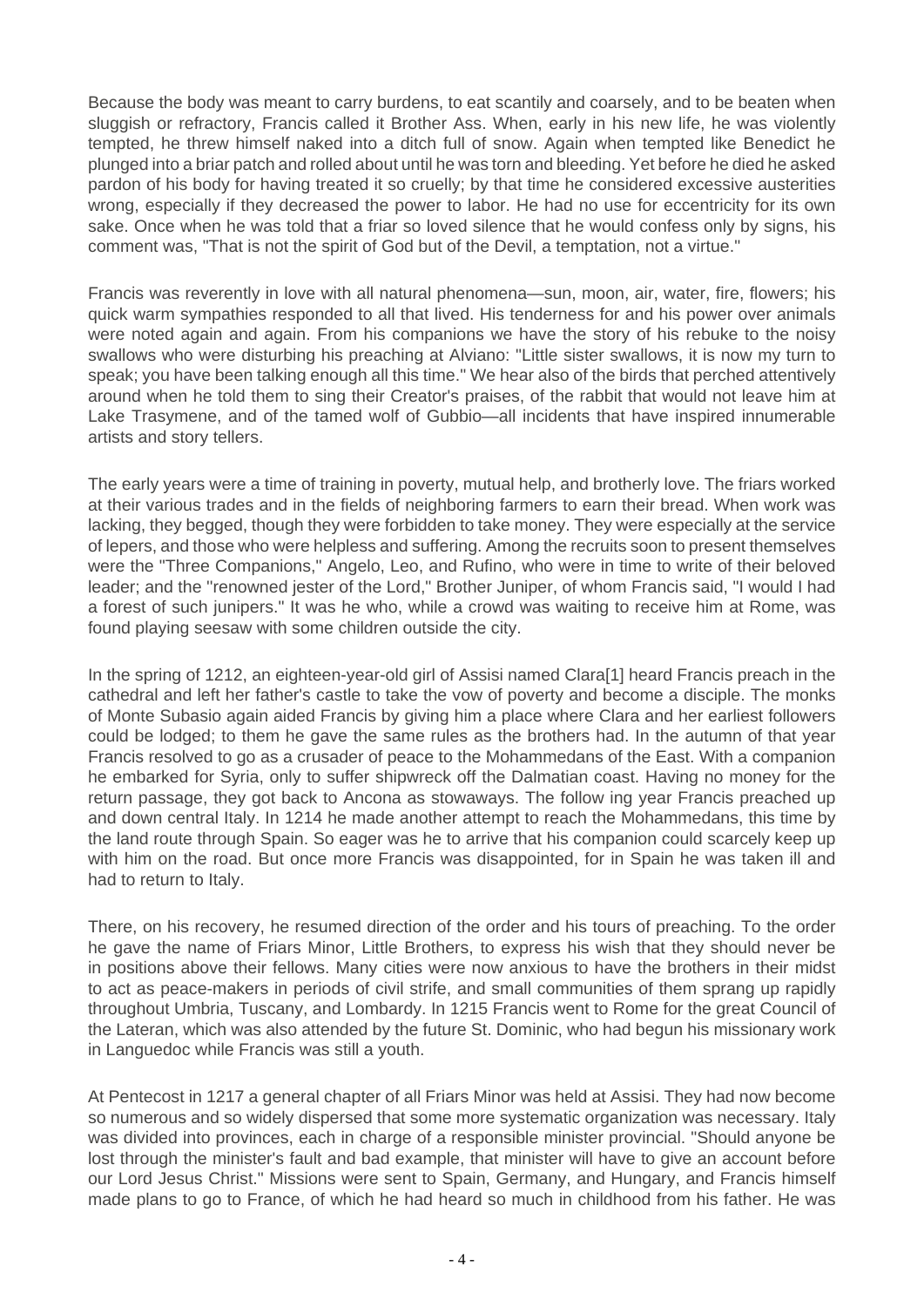Because the body was meant to carry burdens, to eat scantily and coarsely, and to be beaten when sluggish or refractory, Francis called it Brother Ass. When, early in his new life, he was violently tempted, he threw himself naked into a ditch full of snow. Again when tempted like Benedict he plunged into a briar patch and rolled about until he was torn and bleeding. Yet before he died he asked pardon of his body for having treated it so cruelly; by that time he considered excessive austerities wrong, especially if they decreased the power to labor. He had no use for eccentricity for its own sake. Once when he was told that a friar so loved silence that he would confess only by signs, his comment was, "That is not the spirit of God but of the Devil, a temptation, not a virtue."

Francis was reverently in love with all natural phenomena—sun, moon, air, water, fire, flowers; his quick warm sympathies responded to all that lived. His tenderness for and his power over animals were noted again and again. From his companions we have the story of his rebuke to the noisy swallows who were disturbing his preaching at Alviano: "Little sister swallows, it is now my turn to speak; you have been talking enough all this time." We hear also of the birds that perched attentively around when he told them to sing their Creator's praises, of the rabbit that would not leave him at Lake Trasymene, and of the tamed wolf of Gubbio—all incidents that have inspired innumerable artists and story tellers.

The early years were a time of training in poverty, mutual help, and brotherly love. The friars worked at their various trades and in the fields of neighboring farmers to earn their bread. When work was lacking, they begged, though they were forbidden to take money. They were especially at the service of lepers, and those who were helpless and suffering. Among the recruits soon to present themselves were the "Three Companions," Angelo, Leo, and Rufino, who were in time to write of their beloved leader; and the "renowned jester of the Lord," Brother Juniper, of whom Francis said, "I would I had a forest of such junipers." It was he who, while a crowd was waiting to receive him at Rome, was found playing seesaw with some children outside the city.

In the spring of 1212, an eighteen-year-old girl of Assisi named Clara[1] heard Francis preach in the cathedral and left her father's castle to take the vow of poverty and become a disciple. The monks of Monte Subasio again aided Francis by giving him a place where Clara and her earliest followers could be lodged; to them he gave the same rules as the brothers had. In the autumn of that year Francis resolved to go as a crusader of peace to the Mohammedans of the East. With a companion he embarked for Syria, only to suffer shipwreck off the Dalmatian coast. Having no money for the return passage, they got back to Ancona as stowaways. The follow ing year Francis preached up and down central Italy. In 1214 he made another attempt to reach the Mohammedans, this time by the land route through Spain. So eager was he to arrive that his companion could scarcely keep up with him on the road. But once more Francis was disappointed, for in Spain he was taken ill and had to return to Italy.

There, on his recovery, he resumed direction of the order and his tours of preaching. To the order he gave the name of Friars Minor, Little Brothers, to express his wish that they should never be in positions above their fellows. Many cities were now anxious to have the brothers in their midst to act as peace-makers in periods of civil strife, and small communities of them sprang up rapidly throughout Umbria, Tuscany, and Lombardy. In 1215 Francis went to Rome for the great Council of the Lateran, which was also attended by the future St. Dominic, who had begun his missionary work in Languedoc while Francis was still a youth.

At Pentecost in 1217 a general chapter of all Friars Minor was held at Assisi. They had now become so numerous and so widely dispersed that some more systematic organization was necessary. Italy was divided into provinces, each in charge of a responsible minister provincial. "Should anyone be lost through the minister's fault and bad example, that minister will have to give an account before our Lord Jesus Christ." Missions were sent to Spain, Germany, and Hungary, and Francis himself made plans to go to France, of which he had heard so much in childhood from his father. He was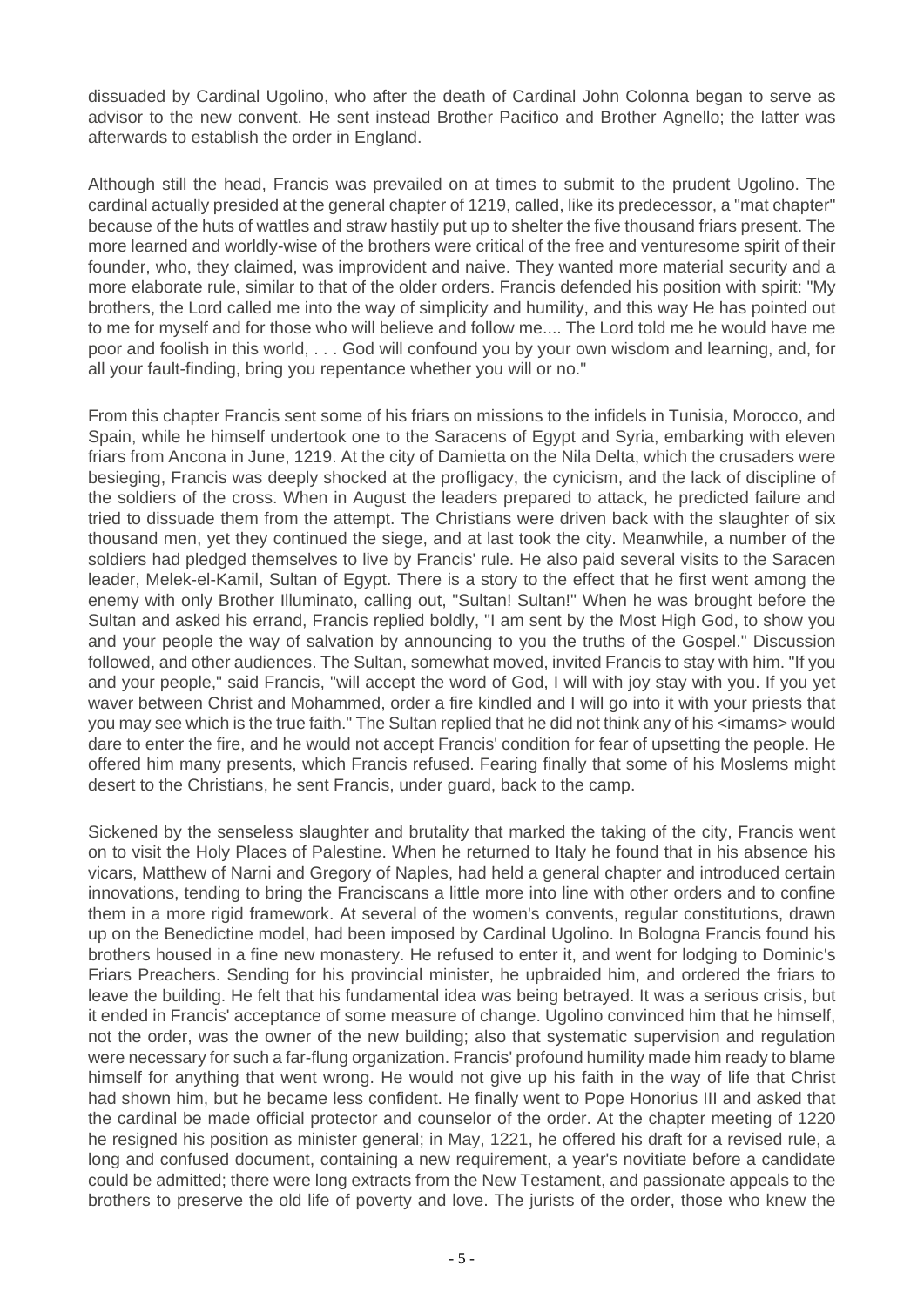dissuaded by Cardinal Ugolino, who after the death of Cardinal John Colonna began to serve as advisor to the new convent. He sent instead Brother Pacifico and Brother Agnello; the latter was afterwards to establish the order in England.

Although still the head, Francis was prevailed on at times to submit to the prudent Ugolino. The cardinal actually presided at the general chapter of 1219, called, like its predecessor, a "mat chapter" because of the huts of wattles and straw hastily put up to shelter the five thousand friars present. The more learned and worldly-wise of the brothers were critical of the free and venturesome spirit of their founder, who, they claimed, was improvident and naive. They wanted more material security and a more elaborate rule, similar to that of the older orders. Francis defended his position with spirit: "My brothers, the Lord called me into the way of simplicity and humility, and this way He has pointed out to me for myself and for those who will believe and follow me.... The Lord told me he would have me poor and foolish in this world, . . . God will confound you by your own wisdom and learning, and, for all your fault-finding, bring you repentance whether you will or no."

From this chapter Francis sent some of his friars on missions to the infidels in Tunisia, Morocco, and Spain, while he himself undertook one to the Saracens of Egypt and Syria, embarking with eleven friars from Ancona in June, 1219. At the city of Damietta on the Nila Delta, which the crusaders were besieging, Francis was deeply shocked at the profligacy, the cynicism, and the lack of discipline of the soldiers of the cross. When in August the leaders prepared to attack, he predicted failure and tried to dissuade them from the attempt. The Christians were driven back with the slaughter of six thousand men, yet they continued the siege, and at last took the city. Meanwhile, a number of the soldiers had pledged themselves to live by Francis' rule. He also paid several visits to the Saracen leader, Melek-el-Kamil, Sultan of Egypt. There is a story to the effect that he first went among the enemy with only Brother Illuminato, calling out, "Sultan! Sultan!" When he was brought before the Sultan and asked his errand, Francis replied boldly, "I am sent by the Most High God, to show you and your people the way of salvation by announcing to you the truths of the Gospel." Discussion followed, and other audiences. The Sultan, somewhat moved, invited Francis to stay with him. "If you and your people," said Francis, "will accept the word of God, I will with joy stay with you. If you yet waver between Christ and Mohammed, order a fire kindled and I will go into it with your priests that you may see which is the true faith." The Sultan replied that he did not think any of his <imams> would dare to enter the fire, and he would not accept Francis' condition for fear of upsetting the people. He offered him many presents, which Francis refused. Fearing finally that some of his Moslems might desert to the Christians, he sent Francis, under guard, back to the camp.

Sickened by the senseless slaughter and brutality that marked the taking of the city, Francis went on to visit the Holy Places of Palestine. When he returned to Italy he found that in his absence his vicars, Matthew of Narni and Gregory of Naples, had held a general chapter and introduced certain innovations, tending to bring the Franciscans a little more into line with other orders and to confine them in a more rigid framework. At several of the women's convents, regular constitutions, drawn up on the Benedictine model, had been imposed by Cardinal Ugolino. In Bologna Francis found his brothers housed in a fine new monastery. He refused to enter it, and went for lodging to Dominic's Friars Preachers. Sending for his provincial minister, he upbraided him, and ordered the friars to leave the building. He felt that his fundamental idea was being betrayed. It was a serious crisis, but it ended in Francis' acceptance of some measure of change. Ugolino convinced him that he himself, not the order, was the owner of the new building; also that systematic supervision and regulation were necessary for such a far-flung organization. Francis' profound humility made him ready to blame himself for anything that went wrong. He would not give up his faith in the way of life that Christ had shown him, but he became less confident. He finally went to Pope Honorius III and asked that the cardinal be made official protector and counselor of the order. At the chapter meeting of 1220 he resigned his position as minister general; in May, 1221, he offered his draft for a revised rule, a long and confused document, containing a new requirement, a year's novitiate before a candidate could be admitted; there were long extracts from the New Testament, and passionate appeals to the brothers to preserve the old life of poverty and love. The jurists of the order, those who knew the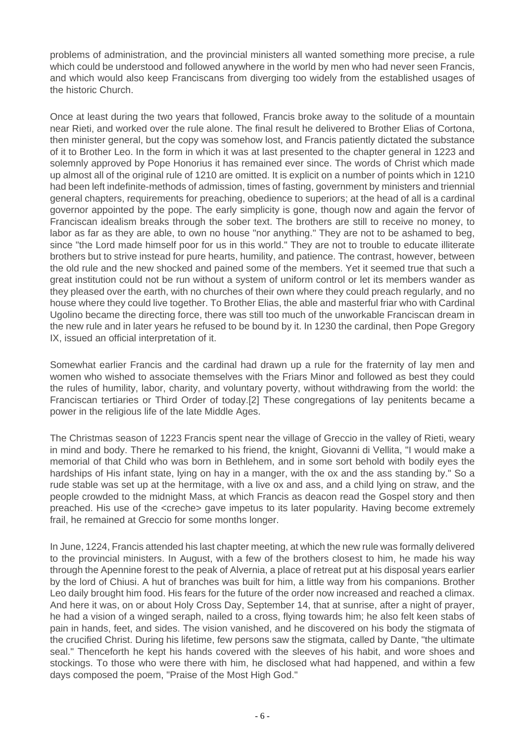problems of administration, and the provincial ministers all wanted something more precise, a rule which could be understood and followed anywhere in the world by men who had never seen Francis, and which would also keep Franciscans from diverging too widely from the established usages of the historic Church.

Once at least during the two years that followed, Francis broke away to the solitude of a mountain near Rieti, and worked over the rule alone. The final result he delivered to Brother Elias of Cortona, then minister general, but the copy was somehow lost, and Francis patiently dictated the substance of it to Brother Leo. In the form in which it was at last presented to the chapter general in 1223 and solemnly approved by Pope Honorius it has remained ever since. The words of Christ which made up almost all of the original rule of 1210 are omitted. It is explicit on a number of points which in 1210 had been left indefinite-methods of admission, times of fasting, government by ministers and triennial general chapters, requirements for preaching, obedience to superiors; at the head of all is a cardinal governor appointed by the pope. The early simplicity is gone, though now and again the fervor of Franciscan idealism breaks through the sober text. The brothers are still to receive no money, to labor as far as they are able, to own no house "nor anything." They are not to be ashamed to beg, since "the Lord made himself poor for us in this world." They are not to trouble to educate illiterate brothers but to strive instead for pure hearts, humility, and patience. The contrast, however, between the old rule and the new shocked and pained some of the members. Yet it seemed true that such a great institution could not be run without a system of uniform control or let its members wander as they pleased over the earth, with no churches of their own where they could preach regularly, and no house where they could live together. To Brother Elias, the able and masterful friar who with Cardinal Ugolino became the directing force, there was still too much of the unworkable Franciscan dream in the new rule and in later years he refused to be bound by it. In 1230 the cardinal, then Pope Gregory IX, issued an official interpretation of it.

Somewhat earlier Francis and the cardinal had drawn up a rule for the fraternity of lay men and women who wished to associate themselves with the Friars Minor and followed as best they could the rules of humility, labor, charity, and voluntary poverty, without withdrawing from the world: the Franciscan tertiaries or Third Order of today.[2] These congregations of lay penitents became a power in the religious life of the late Middle Ages.

The Christmas season of 1223 Francis spent near the village of Greccio in the valley of Rieti, weary in mind and body. There he remarked to his friend, the knight, Giovanni di Vellita, "I would make a memorial of that Child who was born in Bethlehem, and in some sort behold with bodily eyes the hardships of His infant state, lying on hay in a manger, with the ox and the ass standing by." So a rude stable was set up at the hermitage, with a live ox and ass, and a child lying on straw, and the people crowded to the midnight Mass, at which Francis as deacon read the Gospel story and then preached. His use of the <creche> gave impetus to its later popularity. Having become extremely frail, he remained at Greccio for some months longer.

In June, 1224, Francis attended his last chapter meeting, at which the new rule was formally delivered to the provincial ministers. In August, with a few of the brothers closest to him, he made his way through the Apennine forest to the peak of Alvernia, a place of retreat put at his disposal years earlier by the lord of Chiusi. A hut of branches was built for him, a little way from his companions. Brother Leo daily brought him food. His fears for the future of the order now increased and reached a climax. And here it was, on or about Holy Cross Day, September 14, that at sunrise, after a night of prayer, he had a vision of a winged seraph, nailed to a cross, flying towards him; he also felt keen stabs of pain in hands, feet, and sides. The vision vanished, and he discovered on his body the stigmata of the crucified Christ. During his lifetime, few persons saw the stigmata, called by Dante, "the ultimate seal." Thenceforth he kept his hands covered with the sleeves of his habit, and wore shoes and stockings. To those who were there with him, he disclosed what had happened, and within a few days composed the poem, "Praise of the Most High God."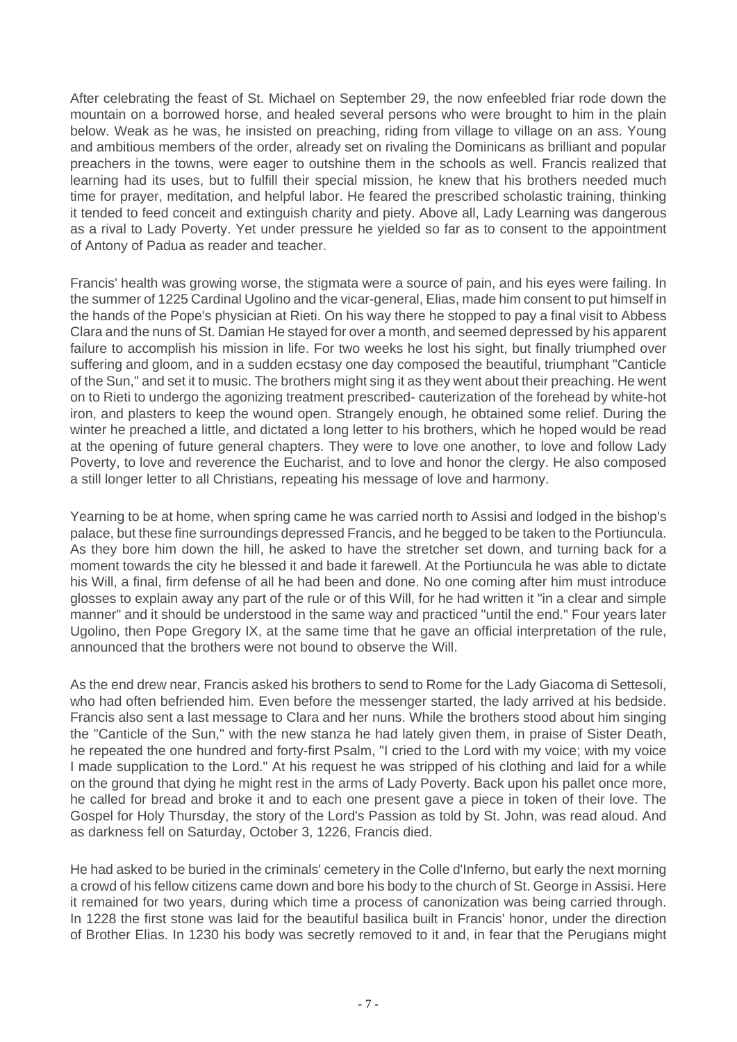After celebrating the feast of St. Michael on September 29, the now enfeebled friar rode down the mountain on a borrowed horse, and healed several persons who were brought to him in the plain below. Weak as he was, he insisted on preaching, riding from village to village on an ass. Young and ambitious members of the order, already set on rivaling the Dominicans as brilliant and popular preachers in the towns, were eager to outshine them in the schools as well. Francis realized that learning had its uses, but to fulfill their special mission, he knew that his brothers needed much time for prayer, meditation, and helpful labor. He feared the prescribed scholastic training, thinking it tended to feed conceit and extinguish charity and piety. Above all, Lady Learning was dangerous as a rival to Lady Poverty. Yet under pressure he yielded so far as to consent to the appointment of Antony of Padua as reader and teacher.

Francis' health was growing worse, the stigmata were a source of pain, and his eyes were failing. In the summer of 1225 Cardinal Ugolino and the vicar-general, Elias, made him consent to put himself in the hands of the Pope's physician at Rieti. On his way there he stopped to pay a final visit to Abbess Clara and the nuns of St. Damian He stayed for over a month, and seemed depressed by his apparent failure to accomplish his mission in life. For two weeks he lost his sight, but finally triumphed over suffering and gloom, and in a sudden ecstasy one day composed the beautiful, triumphant "Canticle of the Sun," and set it to music. The brothers might sing it as they went about their preaching. He went on to Rieti to undergo the agonizing treatment prescribed- cauterization of the forehead by white-hot iron, and plasters to keep the wound open. Strangely enough, he obtained some relief. During the winter he preached a little, and dictated a long letter to his brothers, which he hoped would be read at the opening of future general chapters. They were to love one another, to love and follow Lady Poverty, to love and reverence the Eucharist, and to love and honor the clergy. He also composed a still longer letter to all Christians, repeating his message of love and harmony.

Yearning to be at home, when spring came he was carried north to Assisi and lodged in the bishop's palace, but these fine surroundings depressed Francis, and he begged to be taken to the Portiuncula. As they bore him down the hill, he asked to have the stretcher set down, and turning back for a moment towards the city he blessed it and bade it farewell. At the Portiuncula he was able to dictate his Will, a final, firm defense of all he had been and done. No one coming after him must introduce glosses to explain away any part of the rule or of this Will, for he had written it "in a clear and simple manner" and it should be understood in the same way and practiced "until the end." Four years later Ugolino, then Pope Gregory IX, at the same time that he gave an official interpretation of the rule, announced that the brothers were not bound to observe the Will.

As the end drew near, Francis asked his brothers to send to Rome for the Lady Giacoma di Settesoli, who had often befriended him. Even before the messenger started, the lady arrived at his bedside. Francis also sent a last message to Clara and her nuns. While the brothers stood about him singing the "Canticle of the Sun," with the new stanza he had lately given them, in praise of Sister Death, he repeated the one hundred and forty-first Psalm, "I cried to the Lord with my voice; with my voice I made supplication to the Lord." At his request he was stripped of his clothing and laid for a while on the ground that dying he might rest in the arms of Lady Poverty. Back upon his pallet once more, he called for bread and broke it and to each one present gave a piece in token of their love. The Gospel for Holy Thursday, the story of the Lord's Passion as told by St. John, was read aloud. And as darkness fell on Saturday, October 3, 1226, Francis died.

He had asked to be buried in the criminals' cemetery in the Colle d'Inferno, but early the next morning a crowd of his fellow citizens came down and bore his body to the church of St. George in Assisi. Here it remained for two years, during which time a process of canonization was being carried through. In 1228 the first stone was laid for the beautiful basilica built in Francis' honor, under the direction of Brother Elias. In 1230 his body was secretly removed to it and, in fear that the Perugians might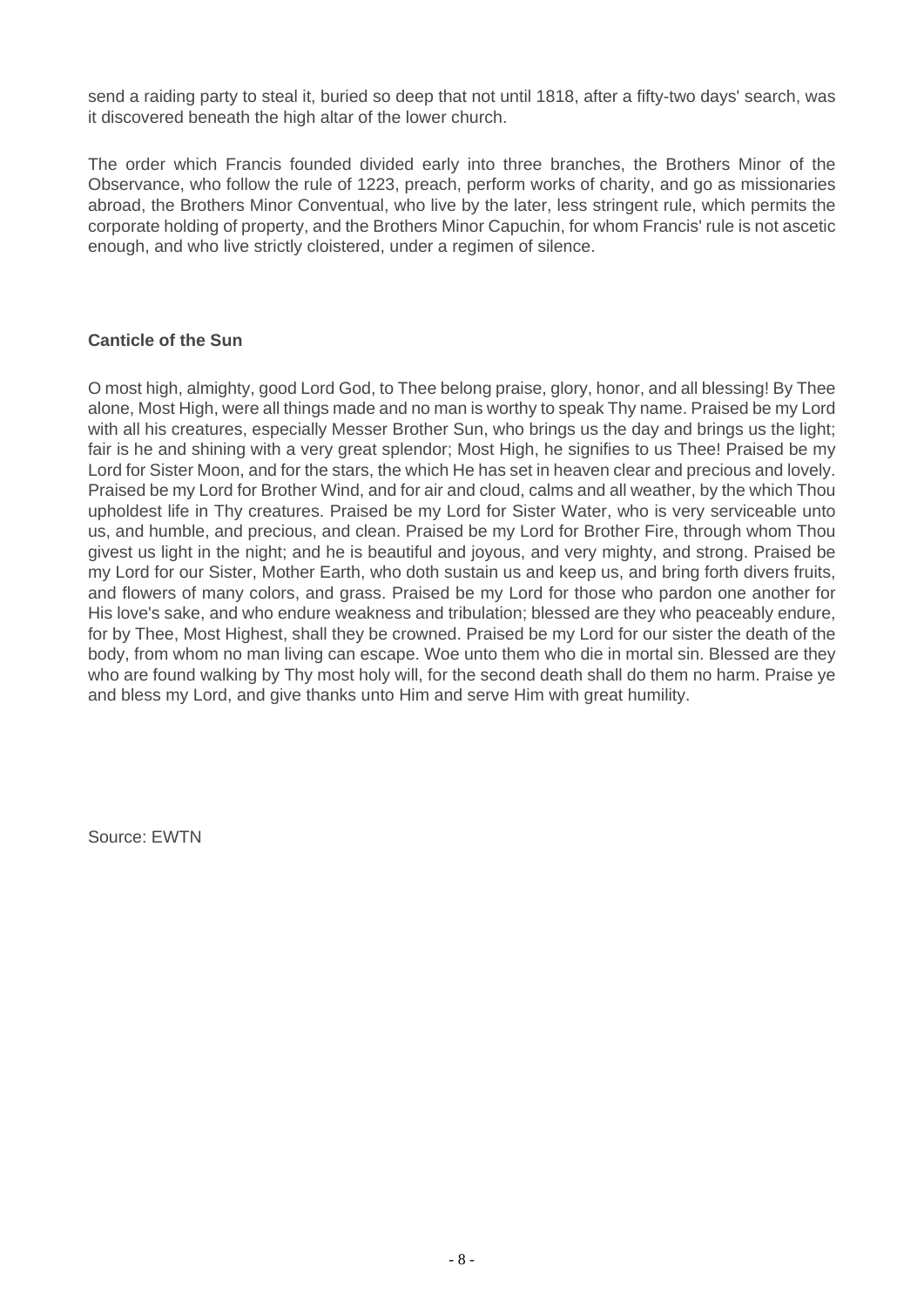send a raiding party to steal it, buried so deep that not until 1818, after a fifty-two days' search, was it discovered beneath the high altar of the lower church.

The order which Francis founded divided early into three branches, the Brothers Minor of the Observance, who follow the rule of 1223, preach, perform works of charity, and go as missionaries abroad, the Brothers Minor Conventual, who live by the later, less stringent rule, which permits the corporate holding of property, and the Brothers Minor Capuchin, for whom Francis' rule is not ascetic enough, and who live strictly cloistered, under a regimen of silence.

**Canticle of the Sun**

O most high, almighty, good Lord God, to Thee belong praise, glory, honor, and all blessing! By Thee alone, Most High, were all things made and no man is worthy to speak Thy name. Praised be my Lord with all his creatures, especially Messer Brother Sun, who brings us the day and brings us the light; fair is he and shining with a very great splendor; Most High, he signifies to us Thee! Praised be my Lord for Sister Moon, and for the stars, the which He has set in heaven clear and precious and lovely. Praised be my Lord for Brother Wind, and for air and cloud, calms and all weather, by the which Thou upholdest life in Thy creatures. Praised be my Lord for Sister Water, who is very serviceable unto us, and humble, and precious, and clean. Praised be my Lord for Brother Fire, through whom Thou givest us light in the night; and he is beautiful and joyous, and very mighty, and strong. Praised be my Lord for our Sister, Mother Earth, who doth sustain us and keep us, and bring forth divers fruits, and flowers of many colors, and grass. Praised be my Lord for those who pardon one another for His love's sake, and who endure weakness and tribulation; blessed are they who peaceably endure, for by Thee, Most Highest, shall they be crowned. Praised be my Lord for our sister the death of the body, from whom no man living can escape. Woe unto them who die in mortal sin. Blessed are they who are found walking by Thy most holy will, for the second death shall do them no harm. Praise ye and bless my Lord, and give thanks unto Him and serve Him with great humility.

Source: EWTN